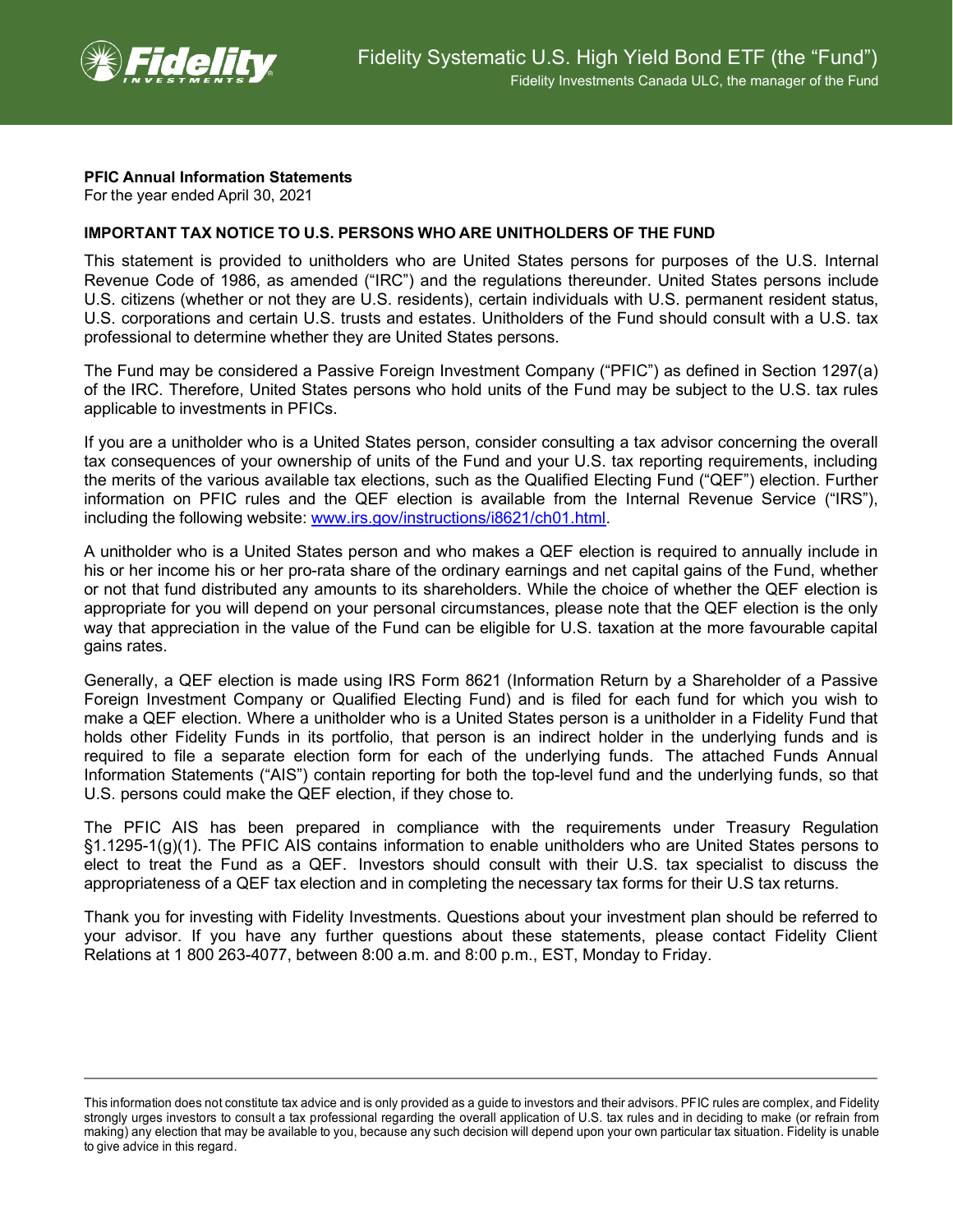# Fidelity Systematic U.S. High Yield Bond ETF (the "Fund")

Fidelity Investments Canada ULC, the manager of the Fund

**PFIC Annual Information Statements**
For the year ended April 30, 2021

**IMPORTANT TAX NOTICE TO U.S. PERSONS WHO ARE UNITHOLDERS OF THE FUND**

This statement is provided to unitholders who are United States persons for purposes of the U.S. Internal Revenue Code of 1986, as amended ("IRC") and the regulations thereunder. United States persons include U.S. citizens (whether or not they are U.S. residents), certain individuals with U.S. permanent resident status, U.S. corporations and certain U.S. trusts and estates. Unitholders of the Fund should consult with a U.S. tax professional to determine whether they are United States persons.

The Fund may be considered a Passive Foreign Investment Company ("PFIC") as defined in Section 1297(a) of the IRC. Therefore, United States persons who hold units of the Fund may be subject to the U.S. tax rules applicable to investments in PFICs.

If you are a unitholder who is a United States person, consider consulting a tax advisor concerning the overall tax consequences of your ownership of units of the Fund and your U.S. tax reporting requirements, including the merits of the various available tax elections, such as the Qualified Electing Fund ("QEF") election. Further information on PFIC rules and the QEF election is available from the Internal Revenue Service ("IRS"), including the following website: [www.irs.gov/instructions/i8621/ch01.html](http://www.irs.gov/instructions/i8621/ch01.html).

A unitholder who is a United States person and who makes a QEF election is required to annually include in his or her income his or her pro-rata share of the ordinary earnings and net capital gains of the Fund, whether or not that fund distributed any amounts to its shareholders. While the choice of whether the QEF election is appropriate for you will depend on your personal circumstances, please note that the QEF election is the only way that appreciation in the value of the Fund can be eligible for U.S. taxation at the more favourable capital gains rates.

Generally, a QEF election is made using IRS Form 8621 (Information Return by a Shareholder of a Passive Foreign Investment Company or Qualified Electing Fund) and is filed for each fund for which you wish to make a QEF election. Where a unitholder who is a United States person is a unitholder in a Fidelity Fund that holds other Fidelity Funds in its portfolio, that person is an indirect holder in the underlying funds and is required to file a separate election form for each of the underlying funds. The attached Funds Annual Information Statements ("AIS") contain reporting for both the top-level fund and the underlying funds, so that U.S. persons could make the QEF election, if they chose to.

The PFIC AIS has been prepared in compliance with the requirements under Treasury Regulation §1.1295-1(g)(1). The PFIC AIS contains information to enable unitholders who are United States persons to elect to treat the Fund as a QEF. Investors should consult with their U.S. tax specialist to discuss the appropriateness of a QEF tax election and in completing the necessary tax forms for their U.S tax returns.

Thank you for investing with Fidelity Investments. Questions about your investment plan should be referred to your advisor. If you have any further questions about these statements, please contact Fidelity Client Relations at 1 800 263-4077, between 8:00 a.m. and 8:00 p.m., EST, Monday to Friday.

---

This information does not constitute tax advice and is only provided as a guide to investors and their advisors. PFIC rules are complex, and Fidelity strongly urges investors to consult a tax professional regarding the overall application of U.S. tax rules and in deciding to make (or refrain from making) any election that may be available to you, because any such decision will depend upon your own particular tax situation. Fidelity is unable to give advice in this regard.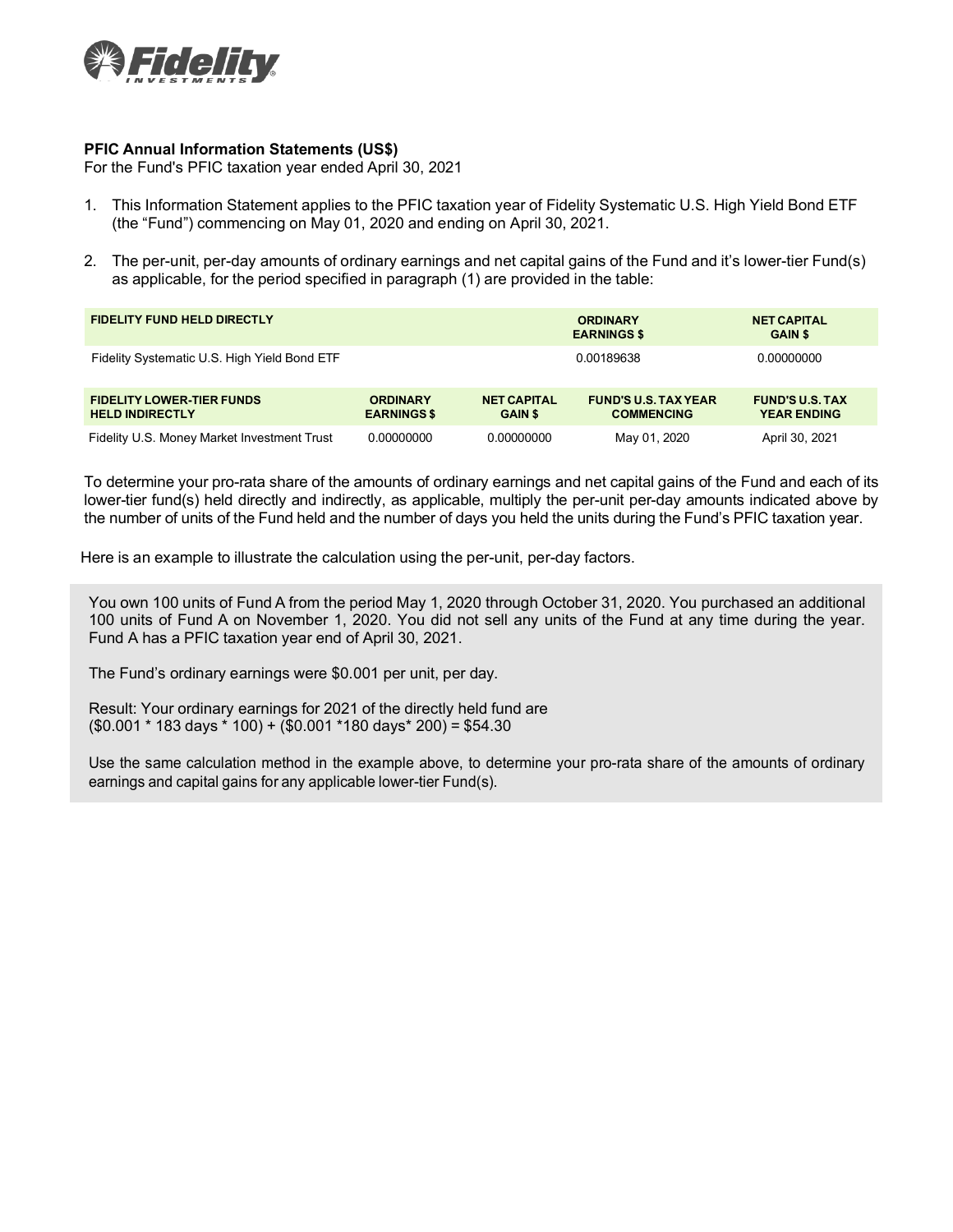**PFIC Annual Information Statements (US$)**
For the Fund's PFIC taxation year ended April 30, 2021

1. This Information Statement applies to the PFIC taxation year of Fidelity Systematic U.S. High Yield Bond ETF (the "Fund") commencing on May 01, 2020 and ending on April 30, 2021.

2. The per-unit, per-day amounts of ordinary earnings and net capital gains of the Fund and it's lower-tier Fund(s) as applicable, for the period specified in paragraph (1) are provided in the table:

| FIDELITY FUND HELD DIRECTLY | ORDINARY EARNINGS $ | NET CAPITAL GAIN $ |
|---|---|---|
| Fidelity Systematic U.S. High Yield Bond ETF | 0.00189638 | 0.00000000 |

| FIDELITY LOWER-TIER FUNDS HELD INDIRECTLY | ORDINARY EARNINGS $ | NET CAPITAL GAIN $ | FUND'S U.S. TAX YEAR COMMENCING | FUND'S U.S. TAX YEAR ENDING |
|---|---|---|---|---|
| Fidelity U.S. Money Market Investment Trust | 0.00000000 | 0.00000000 | May 01, 2020 | April 30, 2021 |

To determine your pro-rata share of the amounts of ordinary earnings and net capital gains of the Fund and each of its lower-tier fund(s) held directly and indirectly, as applicable, multiply the per-unit per-day amounts indicated above by the number of units of the Fund held and the number of days you held the units during the Fund's PFIC taxation year.

Here is an example to illustrate the calculation using the per-unit, per-day factors.

You own 100 units of Fund A from the period May 1, 2020 through October 31, 2020. You purchased an additional 100 units of Fund A on November 1, 2020. You did not sell any units of the Fund at any time during the year. Fund A has a PFIC taxation year end of April 30, 2021.

The Fund's ordinary earnings were $0.001 per unit, per day.

Result: Your ordinary earnings for 2021 of the directly held fund are
($0.001 * 183 days * 100) + ($0.001 *180 days* 200) = $54.30

Use the same calculation method in the example above, to determine your pro-rata share of the amounts of ordinary earnings and capital gains for any applicable lower-tier Fund(s).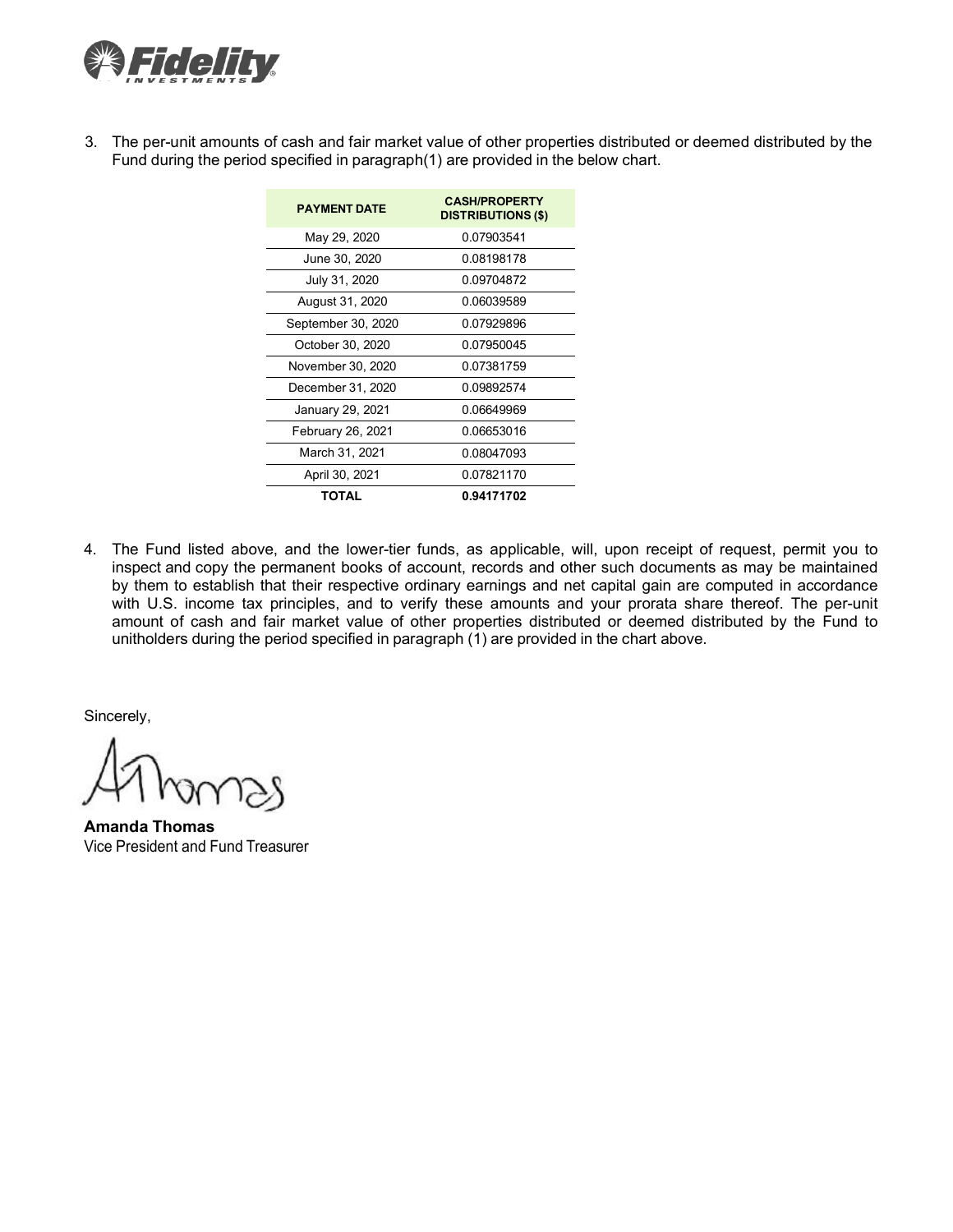3. The per-unit amounts of cash and fair market value of other properties distributed or deemed distributed by the Fund during the period specified in paragraph(1) are provided in the below chart.

| PAYMENT DATE | CASH/PROPERTY DISTRIBUTIONS ($) |
|---|---|
| May 29, 2020 | 0.07903541 |
| June 30, 2020 | 0.08198178 |
| July 31, 2020 | 0.09704872 |
| August 31, 2020 | 0.06039589 |
| September 30, 2020 | 0.07929896 |
| October 30, 2020 | 0.07950045 |
| November 30, 2020 | 0.07381759 |
| December 31, 2020 | 0.09892574 |
| January 29, 2021 | 0.06649969 |
| February 26, 2021 | 0.06653016 |
| March 31, 2021 | 0.08047093 |
| April 30, 2021 | 0.07821170 |
| **TOTAL** | **0.94171702** |

4. The Fund listed above, and the lower-tier funds, as applicable, will, upon receipt of request, permit you to inspect and copy the permanent books of account, records and other such documents as may be maintained by them to establish that their respective ordinary earnings and net capital gain are computed in accordance with U.S. income tax principles, and to verify these amounts and your prorata share thereof. The per-unit amount of cash and fair market value of other properties distributed or deemed distributed by the Fund to unitholders during the period specified in paragraph (1) are provided in the chart above.

Sincerely,

**Amanda Thomas**
Vice President and Fund Treasurer